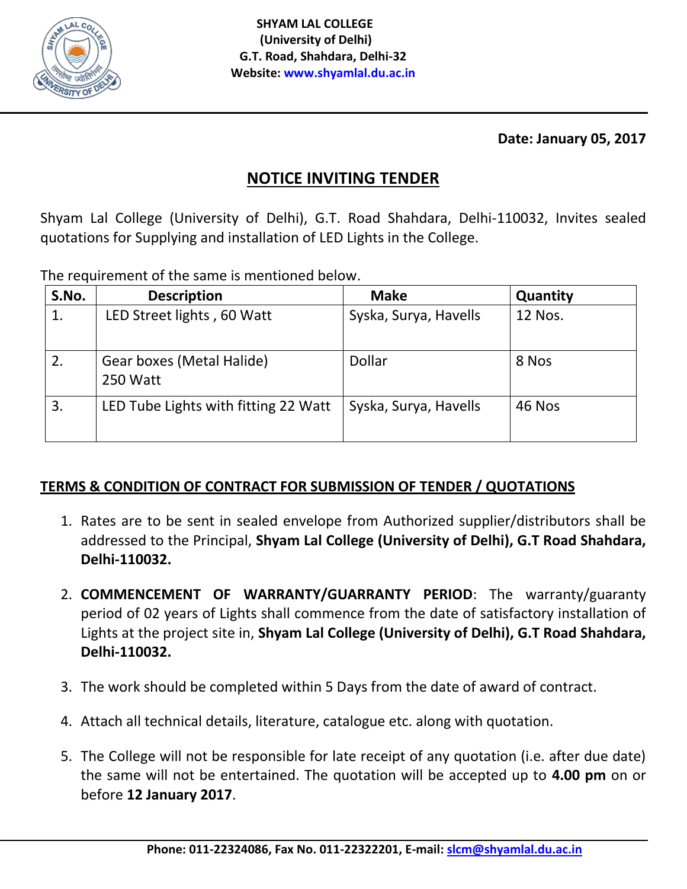**SHYAM LAL COLLEGE**
**(University of Delhi)**
**G.T. Road, Shahdara, Delhi-32**
**Website: www.shyamlal.du.ac.in**

**Date: January 05, 2017**

## NOTICE INVITING TENDER

Shyam Lal College (University of Delhi), G.T. Road Shahdara, Delhi-110032, Invites sealed quotations for Supplying and installation of LED Lights in the College.

The requirement of the same is mentioned below.

| S.No. | Description | Make | Quantity |
|---|---|---|---|
| 1. | LED Street lights , 60 Watt | Syska, Surya, Havells | 12 Nos. |
| 2. | Gear boxes (Metal Halide) 250 Watt | Dollar | 8 Nos |
| 3. | LED Tube Lights with fitting 22 Watt | Syska, Surya, Havells | 46 Nos |

### TERMS & CONDITION OF CONTRACT FOR SUBMISSION OF TENDER / QUOTATIONS

1. Rates are to be sent in sealed envelope from Authorized supplier/distributors shall be addressed to the Principal, **Shyam Lal College (University of Delhi), G.T Road Shahdara, Delhi-110032.**

2. **COMMENCEMENT OF WARRANTY/GUARRANTY PERIOD**: The warranty/guaranty period of 02 years of Lights shall commence from the date of satisfactory installation of Lights at the project site in, **Shyam Lal College (University of Delhi), G.T Road Shahdara, Delhi-110032.**

3. The work should be completed within 5 Days from the date of award of contract.

4. Attach all technical details, literature, catalogue etc. along with quotation.

5. The College will not be responsible for late receipt of any quotation (i.e. after due date) the same will not be entertained. The quotation will be accepted up to **4.00 pm** on or before **12 January 2017**.

**Phone: 011-22324086, Fax No. 011-22322201, E-mail: slcm@shyamlal.du.ac.in**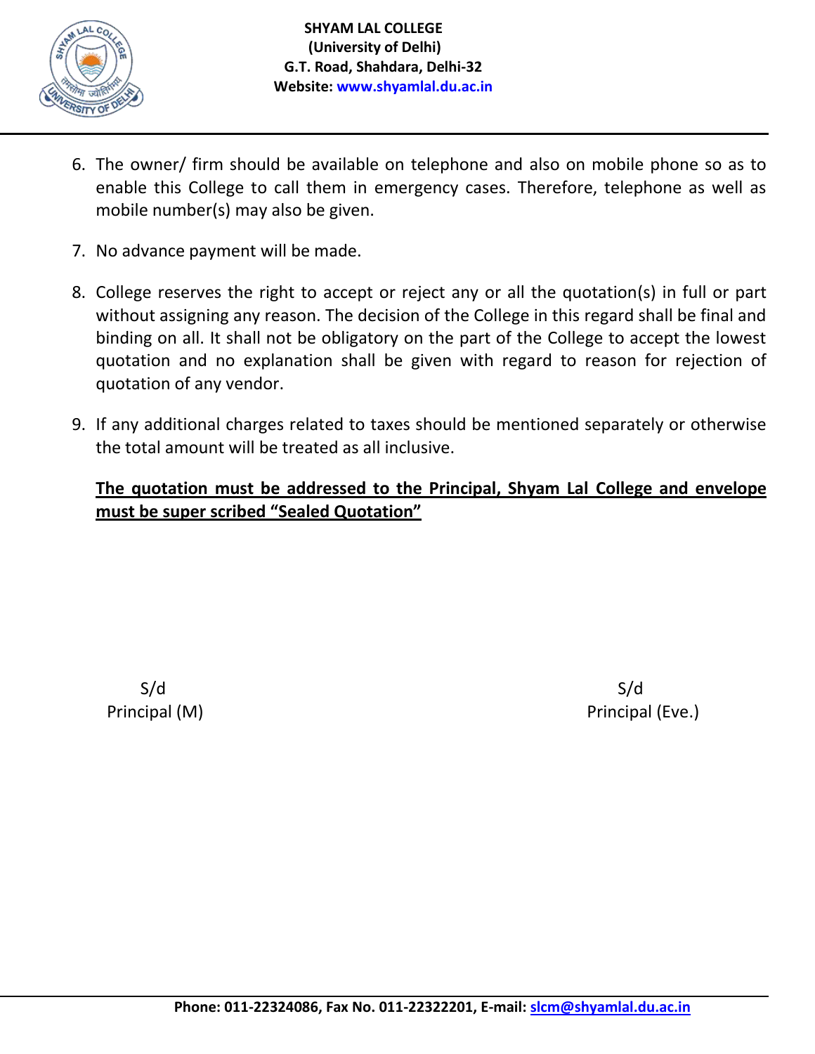6. The owner/ firm should be available on telephone and also on mobile phone so as to enable this College to call them in emergency cases. Therefore, telephone as well as mobile number(s) may also be given.

7. No advance payment will be made.

8. College reserves the right to accept or reject any or all the quotation(s) in full or part without assigning any reason. The decision of the College in this regard shall be final and binding on all. It shall not be obligatory on the part of the College to accept the lowest quotation and no explanation shall be given with regard to reason for rejection of quotation of any vendor.

9. If any additional charges related to taxes should be mentioned separately or otherwise the total amount will be treated as all inclusive.

**The quotation must be addressed to the Principal, Shyam Lal College and envelope must be super scribed "Sealed Quotation"**

S/d
Principal (M)

S/d
Principal (Eve.)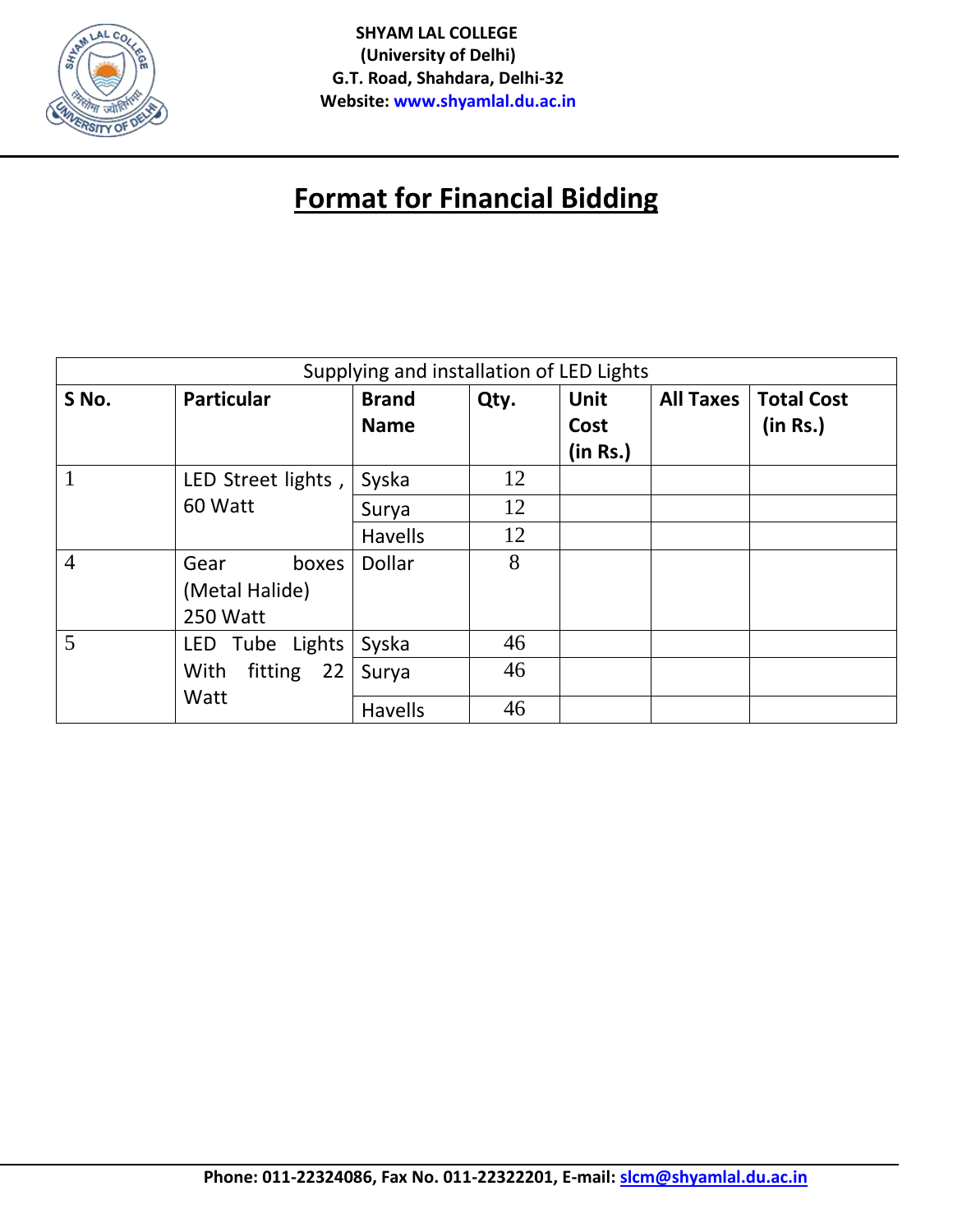SHYAM LAL COLLEGE
(University of Delhi)
G.T. Road, Shahdara, Delhi-32
Website: www.shyamlal.du.ac.in

# Format for Financial Bidding

| Supplying and installation of LED Lights | | | | | | |
|---|---|---|---|---|---|---|
| **S No.** | **Particular** | **Brand Name** | **Qty.** | **Unit Cost (in Rs.)** | **All Taxes** | **Total Cost (in Rs.)** |
| 1 | LED Street lights , 60 Watt | Syska | 12 | | | |
| | | Surya | 12 | | | |
| | | Havells | 12 | | | |
| 4 | Gear boxes (Metal Halide) 250 Watt | Dollar | 8 | | | |
| 5 | LED Tube Lights With fitting 22 Watt | Syska | 46 | | | |
| | | Surya | 46 | | | |
| | | Havells | 46 | | | |

Phone: 011-22324086, Fax No. 011-22322201, E-mail: slcm@shyamlal.du.ac.in